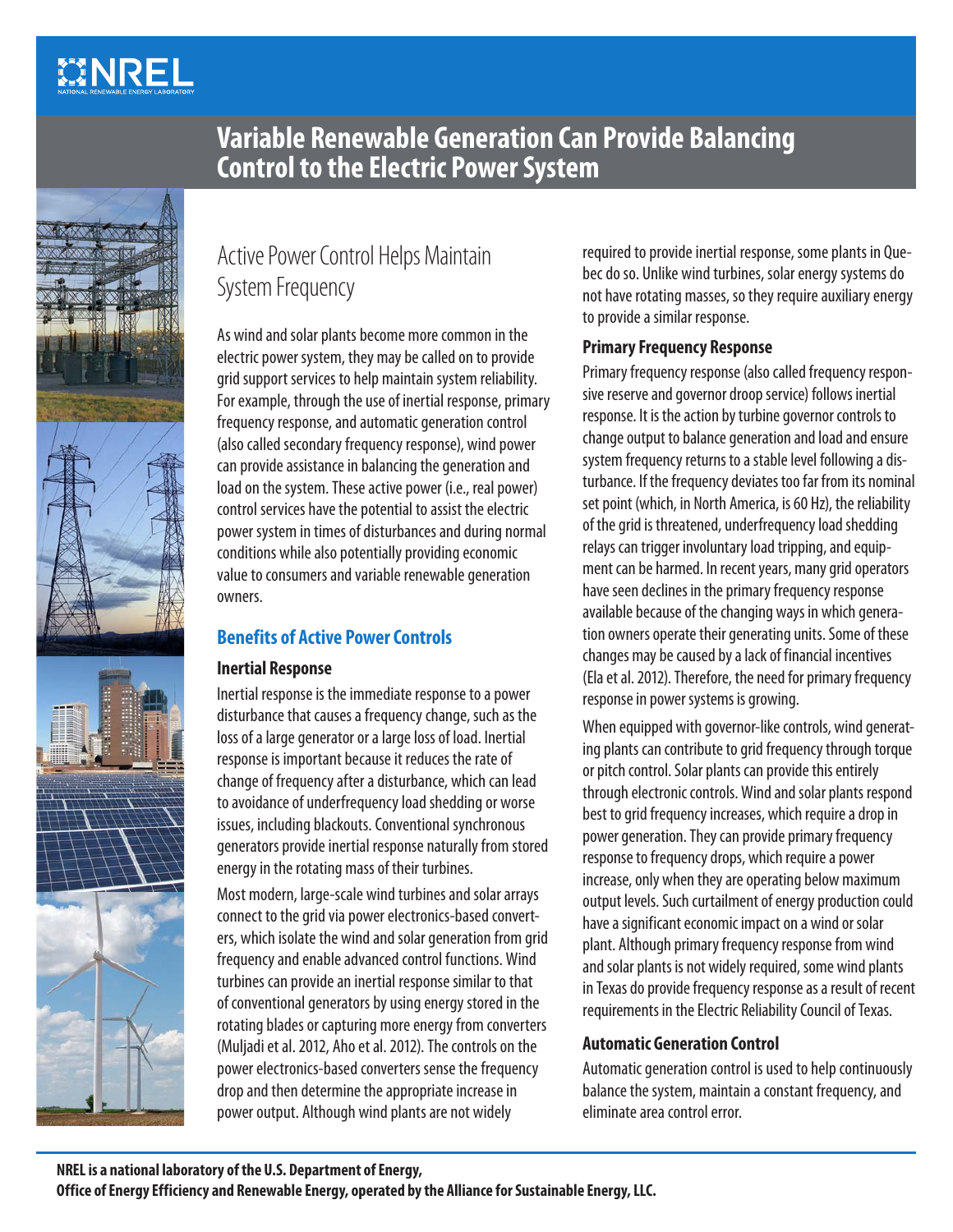# Variable Renewable Generation Can Provide Balancing Control to the Electric Power System

## Active Power Control Helps Maintain System Frequency

As wind and solar plants become more common in the electric power system, they may be called on to provide grid support services to help maintain system reliability. For example, through the use of inertial response, primary frequency response, and automatic generation control (also called secondary frequency response), wind power can provide assistance in balancing the generation and load on the system. These active power (i.e., real power) control services have the potential to assist the electric power system in times of disturbances and during normal conditions while also potentially providing economic value to consumers and variable renewable generation owners.

## Benefits of Active Power Controls

### Inertial Response

Inertial response is the immediate response to a power disturbance that causes a frequency change, such as the loss of a large generator or a large loss of load. Inertial response is important because it reduces the rate of change of frequency after a disturbance, which can lead to avoidance of underfrequency load shedding or worse issues, including blackouts. Conventional synchronous generators provide inertial response naturally from stored energy in the rotating mass of their turbines.

Most modern, large-scale wind turbines and solar arrays connect to the grid via power electronics-based converters, which isolate the wind and solar generation from grid frequency and enable advanced control functions. Wind turbines can provide an inertial response similar to that of conventional generators by using energy stored in the rotating blades or capturing more energy from converters (Muljadi et al. 2012, Aho et al. 2012). The controls on the power electronics-based converters sense the frequency drop and then determine the appropriate increase in power output. Although wind plants are not widely required to provide inertial response, some plants in Quebec do so. Unlike wind turbines, solar energy systems do not have rotating masses, so they require auxiliary energy to provide a similar response.

### Primary Frequency Response

Primary frequency response (also called frequency responsive reserve and governor droop service) follows inertial response. It is the action by turbine governor controls to change output to balance generation and load and ensure system frequency returns to a stable level following a disturbance. If the frequency deviates too far from its nominal set point (which, in North America, is 60 Hz), the reliability of the grid is threatened, underfrequency load shedding relays can trigger involuntary load tripping, and equipment can be harmed. In recent years, many grid operators have seen declines in the primary frequency response available because of the changing ways in which generation owners operate their generating units. Some of these changes may be caused by a lack of financial incentives (Ela et al. 2012). Therefore, the need for primary frequency response in power systems is growing.

When equipped with governor-like controls, wind generating plants can contribute to grid frequency through torque or pitch control. Solar plants can provide this entirely through electronic controls. Wind and solar plants respond best to grid frequency increases, which require a drop in power generation. They can provide primary frequency response to frequency drops, which require a power increase, only when they are operating below maximum output levels. Such curtailment of energy production could have a significant economic impact on a wind or solar plant. Although primary frequency response from wind and solar plants is not widely required, some wind plants in Texas do provide frequency response as a result of recent requirements in the Electric Reliability Council of Texas.

### Automatic Generation Control

Automatic generation control is used to help continuously balance the system, maintain a constant frequency, and eliminate area control error.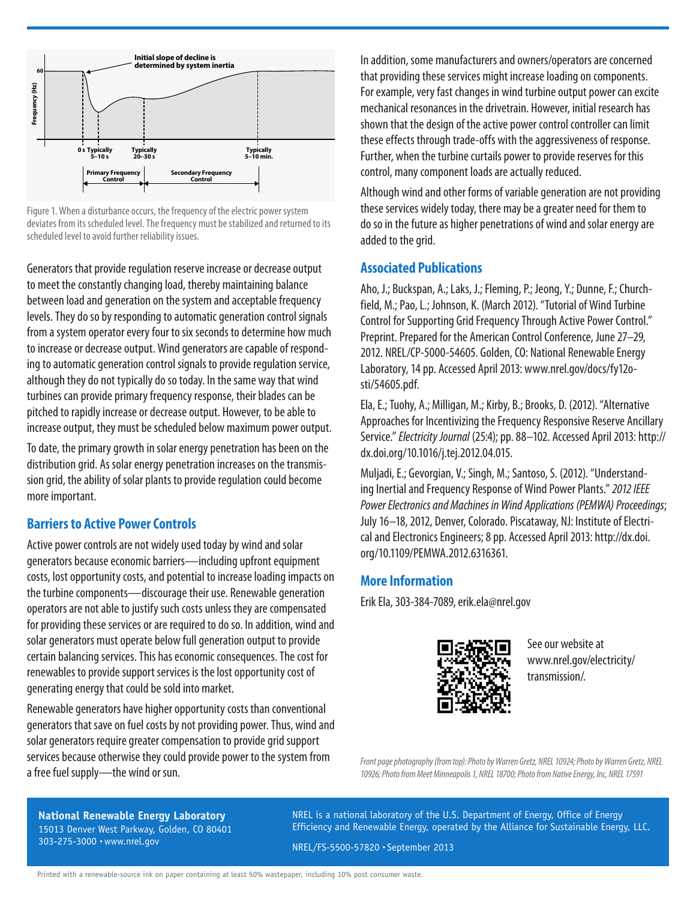Initial slope of decline is determined by system inertia

60

Frequency (Hz)

0 s

Typically 5–10 s

Typically 20–30 s

Typically 5–10 min.

Primary Frequency Control

Secondary Frequency Control

Figure 1. When a disturbance occurs, the frequency of the electric power system deviates from its scheduled level. The frequency must be stabilized and returned to its scheduled level to avoid further reliability issues.

Generators that provide regulation reserve increase or decrease output to meet the constantly changing load, thereby maintaining balance between load and generation on the system and acceptable frequency levels. They do so by responding to automatic generation control signals from a system operator every four to six seconds to determine how much to increase or decrease output. Wind generators are capable of responding to automatic generation control signals to provide regulation service, although they do not typically do so today. In the same way that wind turbines can provide primary frequency response, their blades can be pitched to rapidly increase or decrease output. However, to be able to increase output, they must be scheduled below maximum power output.

To date, the primary growth in solar energy penetration has been on the distribution grid. As solar energy penetration increases on the transmission grid, the ability of solar plants to provide regulation could become more important.

## Barriers to Active Power Controls

Active power controls are not widely used today by wind and solar generators because economic barriers—including upfront equipment costs, lost opportunity costs, and potential to increase loading impacts on the turbine components—discourage their use. Renewable generation operators are not able to justify such costs unless they are compensated for providing these services or are required to do so. In addition, wind and solar generators must operate below full generation output to provide certain balancing services. This has economic consequences. The cost for renewables to provide support services is the lost opportunity cost of generating energy that could be sold into market.

Renewable generators have higher opportunity costs than conventional generators that save on fuel costs by not providing power. Thus, wind and solar generators require greater compensation to provide grid support services because otherwise they could provide power to the system from a free fuel supply—the wind or sun.

In addition, some manufacturers and owners/operators are concerned that providing these services might increase loading on components. For example, very fast changes in wind turbine output power can excite mechanical resonances in the drivetrain. However, initial research has shown that the design of the active power control controller can limit these effects through trade-offs with the aggressiveness of response. Further, when the turbine curtails power to provide reserves for this control, many component loads are actually reduced.

Although wind and other forms of variable generation are not providing these services widely today, there may be a greater need for them to do so in the future as higher penetrations of wind and solar energy are added to the grid.

## Associated Publications

Aho, J.; Buckspan, A.; Laks, J.; Fleming, P.; Jeong, Y.; Dunne, F.; Churchfield, M.; Pao, L.; Johnson, K. (March 2012). "Tutorial of Wind Turbine Control for Supporting Grid Frequency Through Active Power Control." Preprint. Prepared for the American Control Conference, June 27–29, 2012. NREL/CP-5000-54605. Golden, CO: National Renewable Energy Laboratory, 14 pp. Accessed April 2013: www.nrel.gov/docs/fy12osti/54605.pdf.

Ela, E.; Tuohy, A.; Milligan, M.; Kirby, B.; Brooks, D. (2012). "Alternative Approaches for Incentivizing the Frequency Responsive Reserve Ancillary Service." *Electricity Journal* (25:4); pp. 88–102. Accessed April 2013: http://dx.doi.org/10.1016/j.tej.2012.04.015.

Muljadi, E.; Gevorgian, V.; Singh, M.; Santoso, S. (2012). "Understanding Inertial and Frequency Response of Wind Power Plants." *2012 IEEE Power Electronics and Machines in Wind Applications (PEMWA) Proceedings*; July 16–18, 2012, Denver, Colorado. Piscataway, NJ: Institute of Electrical and Electronics Engineers; 8 pp. Accessed April 2013: http://dx.doi.org/10.1109/PEMWA.2012.6316361.

## More Information

Erik Ela, 303-384-7089, erik.ela@nrel.gov

See our website at www.nrel.gov/electricity/transmission/.

*Front page photography (from top): Photo by Warren Gretz, NREL 10924; Photo by Warren Gretz, NREL 10926; Photo from Meet Minneapolis 1, NREL 18700; Photo from Native Energy, Inc, NREL 17591*

**National Renewable Energy Laboratory**
15013 Denver West Parkway, Golden, CO 80401
303-275-3000 • www.nrel.gov

NREL is a national laboratory of the U.S. Department of Energy, Office of Energy Efficiency and Renewable Energy, operated by the Alliance for Sustainable Energy, LLC.

NREL/FS-5500-57820 • September 2013

Printed with a renewable-source ink on paper containing at least 50% wastepaper, including 10% post consumer waste.